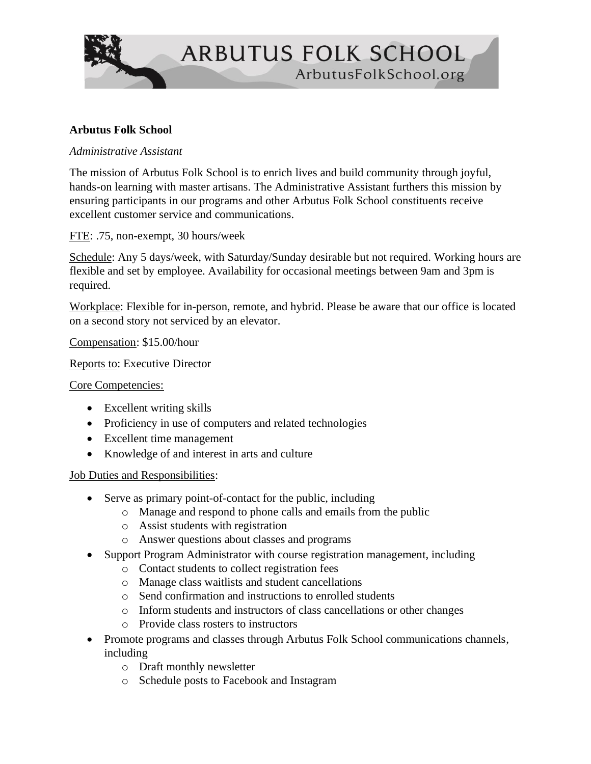# ARBUTUS FOLK SCHOOL

ArbutusFolkSchool.org

**Arbutus Folk School**

*Administrative Assistant*

The mission of Arbutus Folk School is to enrich lives and build community through joyful, hands-on learning with master artisans. The Administrative Assistant furthers this mission by ensuring participants in our programs and other Arbutus Folk School constituents receive excellent customer service and communications.

FTE: .75, non-exempt, 30 hours/week

Schedule: Any 5 days/week, with Saturday/Sunday desirable but not required. Working hours are flexible and set by employee. Availability for occasional meetings between 9am and 3pm is required.

Workplace: Flexible for in-person, remote, and hybrid. Please be aware that our office is located on a second story not serviced by an elevator.

Compensation: $15.00/hour

Reports to: Executive Director

Core Competencies:

- Excellent writing skills
- Proficiency in use of computers and related technologies
- Excellent time management
- Knowledge of and interest in arts and culture

Job Duties and Responsibilities:

- Serve as primary point-of-contact for the public, including
  - Manage and respond to phone calls and emails from the public
  - Assist students with registration
  - Answer questions about classes and programs
- Support Program Administrator with course registration management, including
  - Contact students to collect registration fees
  - Manage class waitlists and student cancellations
  - Send confirmation and instructions to enrolled students
  - Inform students and instructors of class cancellations or other changes
  - Provide class rosters to instructors
- Promote programs and classes through Arbutus Folk School communications channels, including
  - Draft monthly newsletter
  - Schedule posts to Facebook and Instagram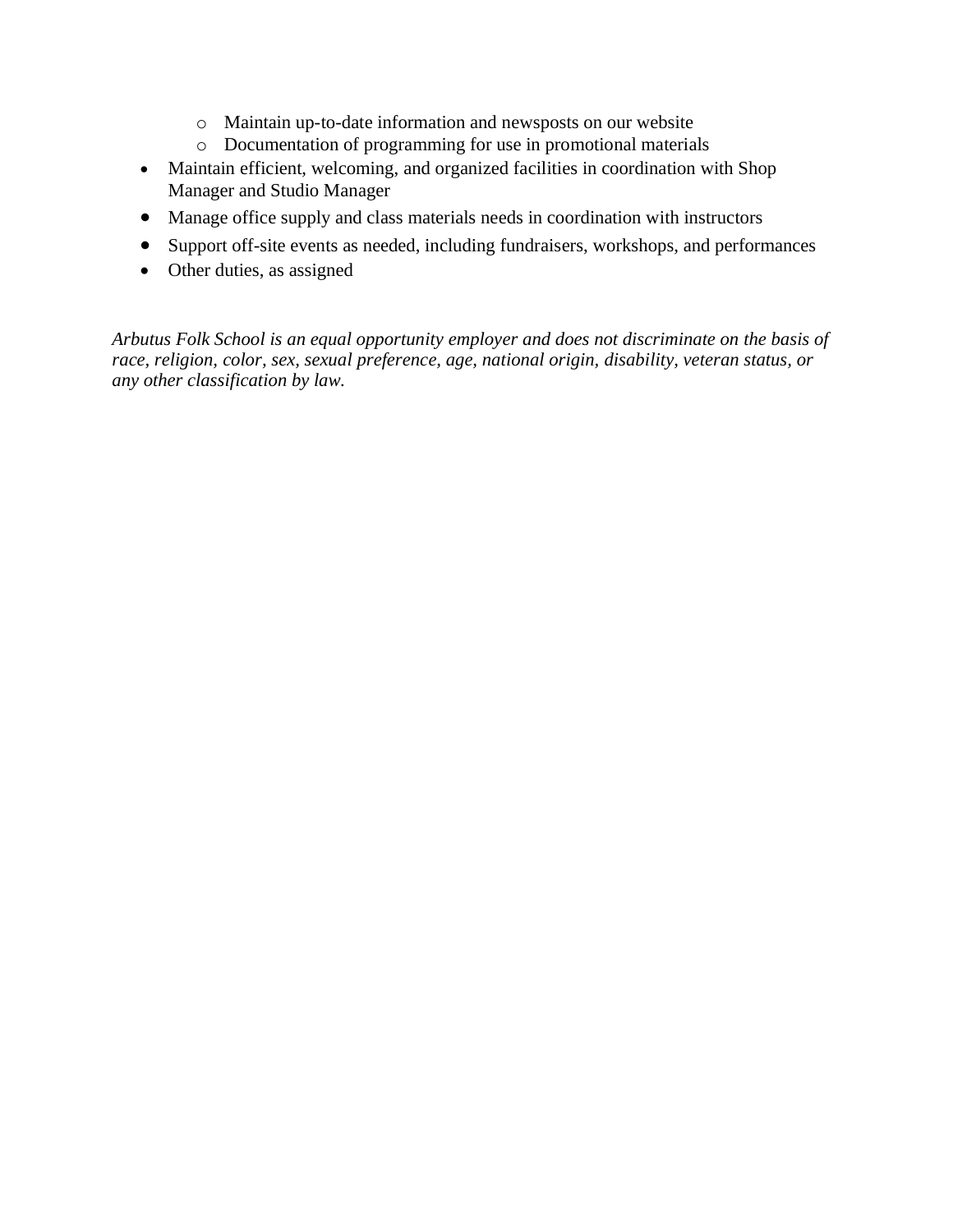- Maintain up-to-date information and newsposts on our website
    - Documentation of programming for use in promotional materials
- Maintain efficient, welcoming, and organized facilities in coordination with Shop Manager and Studio Manager
- Manage office supply and class materials needs in coordination with instructors
- Support off-site events as needed, including fundraisers, workshops, and performances
- Other duties, as assigned

*Arbutus Folk School is an equal opportunity employer and does not discriminate on the basis of race, religion, color, sex, sexual preference, age, national origin, disability, veteran status, or any other classification by law.*